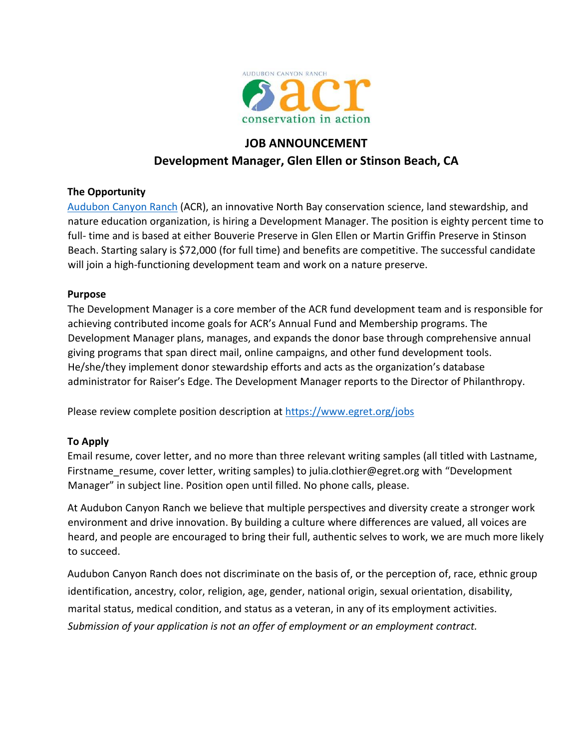AUDUBON CANYON RANCH

acr

conservation in action

# JOB ANNOUNCEMENT

## Development Manager, Glen Ellen or Stinson Beach, CA

**The Opportunity**

Audubon Canyon Ranch (ACR), an innovative North Bay conservation science, land stewardship, and nature education organization, is hiring a Development Manager. The position is eighty percent time to full- time and is based at either Bouverie Preserve in Glen Ellen or Martin Griffin Preserve in Stinson Beach. Starting salary is $72,000 (for full time) and benefits are competitive. The successful candidate will join a high-functioning development team and work on a nature preserve.

**Purpose**

The Development Manager is a core member of the ACR fund development team and is responsible for achieving contributed income goals for ACR's Annual Fund and Membership programs. The Development Manager plans, manages, and expands the donor base through comprehensive annual giving programs that span direct mail, online campaigns, and other fund development tools. He/she/they implement donor stewardship efforts and acts as the organization's database administrator for Raiser's Edge. The Development Manager reports to the Director of Philanthropy.

Please review complete position description at https://www.egret.org/jobs

**To Apply**

Email resume, cover letter, and no more than three relevant writing samples (all titled with Lastname, Firstname_resume, cover letter, writing samples) to julia.clothier@egret.org with "Development Manager" in subject line. Position open until filled. No phone calls, please.

At Audubon Canyon Ranch we believe that multiple perspectives and diversity create a stronger work environment and drive innovation. By building a culture where differences are valued, all voices are heard, and people are encouraged to bring their full, authentic selves to work, we are much more likely to succeed.

Audubon Canyon Ranch does not discriminate on the basis of, or the perception of, race, ethnic group identification, ancestry, color, religion, age, gender, national origin, sexual orientation, disability, marital status, medical condition, and status as a veteran, in any of its employment activities. *Submission of your application is not an offer of employment or an employment contract.*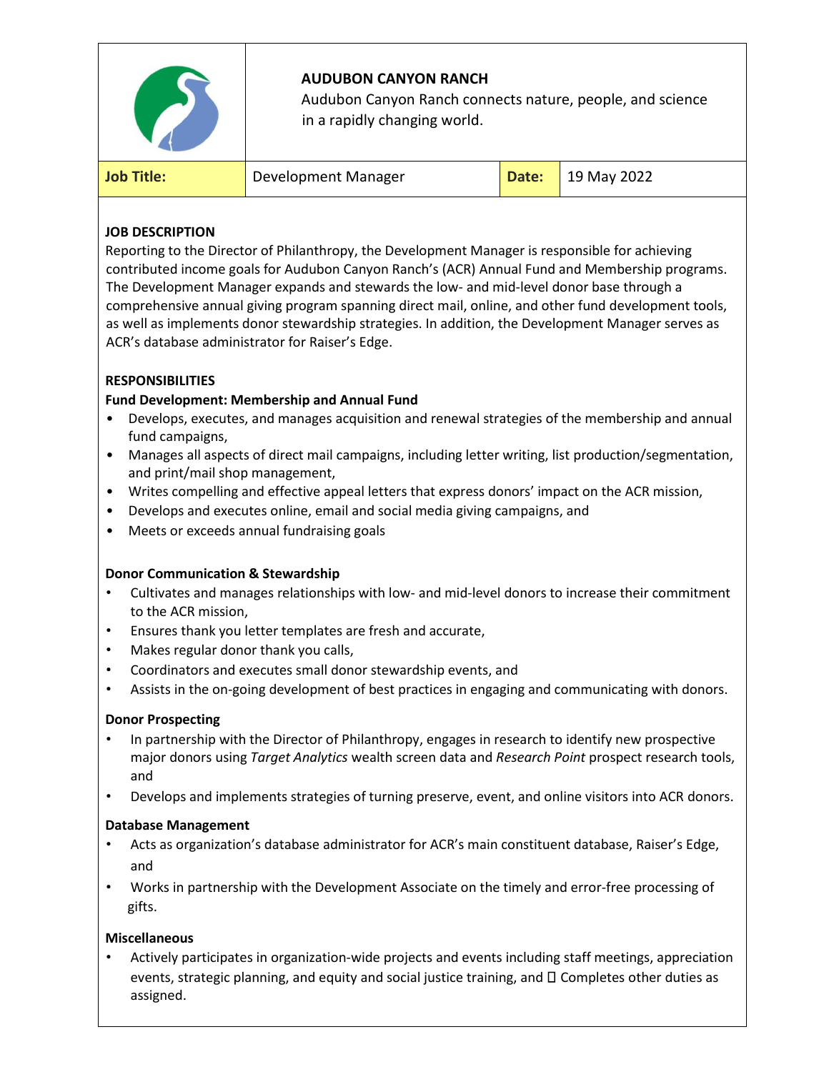| | **AUDUBON CANYON RANCH**<br>Audubon Canyon Ranch connects nature, people, and science in a rapidly changing world. | | |
| --- | --- | --- | --- |
| **Job Title:** | Development Manager | **Date:** | 19 May 2022 |

**JOB DESCRIPTION**

Reporting to the Director of Philanthropy, the Development Manager is responsible for achieving contributed income goals for Audubon Canyon Ranch's (ACR) Annual Fund and Membership programs. The Development Manager expands and stewards the low- and mid-level donor base through a comprehensive annual giving program spanning direct mail, online, and other fund development tools, as well as implements donor stewardship strategies. In addition, the Development Manager serves as ACR's database administrator for Raiser's Edge.

**RESPONSIBILITIES**

**Fund Development: Membership and Annual Fund**

- Develops, executes, and manages acquisition and renewal strategies of the membership and annual fund campaigns,
- Manages all aspects of direct mail campaigns, including letter writing, list production/segmentation, and print/mail shop management,
- Writes compelling and effective appeal letters that express donors' impact on the ACR mission,
- Develops and executes online, email and social media giving campaigns, and
- Meets or exceeds annual fundraising goals

**Donor Communication & Stewardship**

- Cultivates and manages relationships with low- and mid-level donors to increase their commitment to the ACR mission,
- Ensures thank you letter templates are fresh and accurate,
- Makes regular donor thank you calls,
- Coordinators and executes small donor stewardship events, and
- Assists in the on-going development of best practices in engaging and communicating with donors.

**Donor Prospecting**

- In partnership with the Director of Philanthropy, engages in research to identify new prospective major donors using *Target Analytics* wealth screen data and *Research Point* prospect research tools, and
- Develops and implements strategies of turning preserve, event, and online visitors into ACR donors.

**Database Management**

- Acts as organization's database administrator for ACR's main constituent database, Raiser's Edge, and
- Works in partnership with the Development Associate on the timely and error-free processing of gifts.

**Miscellaneous**

- Actively participates in organization-wide projects and events including staff meetings, appreciation events, strategic planning, and equity and social justice training, and  Completes other duties as assigned.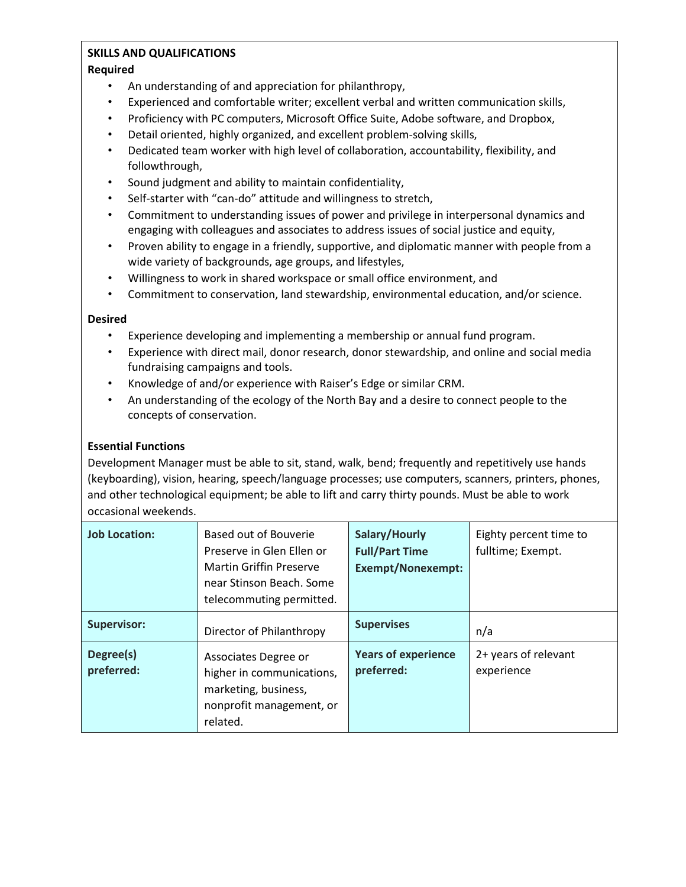**SKILLS AND QUALIFICATIONS**

**Required**

- An understanding of and appreciation for philanthropy,
- Experienced and comfortable writer; excellent verbal and written communication skills,
- Proficiency with PC computers, Microsoft Office Suite, Adobe software, and Dropbox,
- Detail oriented, highly organized, and excellent problem-solving skills,
- Dedicated team worker with high level of collaboration, accountability, flexibility, and followthrough,
- Sound judgment and ability to maintain confidentiality,
- Self-starter with "can-do" attitude and willingness to stretch,
- Commitment to understanding issues of power and privilege in interpersonal dynamics and engaging with colleagues and associates to address issues of social justice and equity,
- Proven ability to engage in a friendly, supportive, and diplomatic manner with people from a wide variety of backgrounds, age groups, and lifestyles,
- Willingness to work in shared workspace or small office environment, and
- Commitment to conservation, land stewardship, environmental education, and/or science.

**Desired**

- Experience developing and implementing a membership or annual fund program.
- Experience with direct mail, donor research, donor stewardship, and online and social media fundraising campaigns and tools.
- Knowledge of and/or experience with Raiser's Edge or similar CRM.
- An understanding of the ecology of the North Bay and a desire to connect people to the concepts of conservation.

**Essential Functions**

Development Manager must be able to sit, stand, walk, bend; frequently and repetitively use hands (keyboarding), vision, hearing, speech/language processes; use computers, scanners, printers, phones, and other technological equipment; be able to lift and carry thirty pounds. Must be able to work occasional weekends.

| | | | |
|---|---|---|---|
| **Job Location:** | Based out of Bouverie Preserve in Glen Ellen or Martin Griffin Preserve near Stinson Beach. Some telecommuting permitted. | **Salary/Hourly Full/Part Time Exempt/Nonexempt:** | Eighty percent time to fulltime; Exempt. |
| **Supervisor:** | Director of Philanthropy | **Supervises** | n/a |
| **Degree(s) preferred:** | Associates Degree or higher in communications, marketing, business, nonprofit management, or related. | **Years of experience preferred:** | 2+ years of relevant experience |